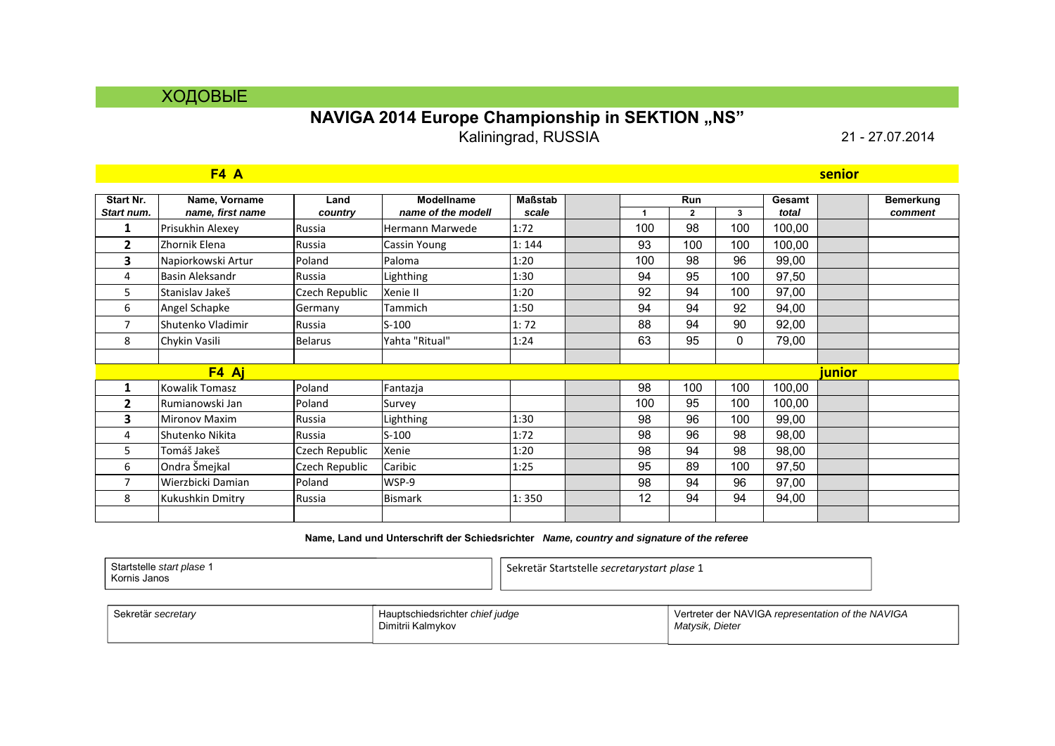ХОДОВЫЕ

# NAVIGA 2014 Europe Championship in SEKTION „NS"

Kaliningrad, RUSSIA

21 - 27.07.2014

## F4 A — senior

| Start Nr. *Start num.* | Name, Vorname *name, first name* | Land *country* | Modellname *name of the modell* | Maßstab *scale* | | Run 1 | Run 2 | Run 3 | Gesamt *total* | | Bemerkung *comment* |
|---|---|---|---|---|---|---|---|---|---|---|---|
| **1** | Prisukhin Alexey | Russia | Hermann Marwede | 1:72 | | 100 | 98 | 100 | 100,00 | | |
| **2** | Zhornik Elena | Russia | Cassin Young | 1: 144 | | 93 | 100 | 100 | 100,00 | | |
| **3** | Napiorkowski Artur | Poland | Paloma | 1:20 | | 100 | 98 | 96 | 99,00 | | |
| 4 | Basin Aleksandr | Russia | Lighthing | 1:30 | | 94 | 95 | 100 | 97,50 | | |
| 5 | Stanislav Jakeš | Czech Republic | Xenie II | 1:20 | | 92 | 94 | 100 | 97,00 | | |
| 6 | Angel Schapke | Germany | Tammich | 1:50 | | 94 | 94 | 92 | 94,00 | | |
| 7 | Shutenko Vladimir | Russia | S-100 | 1: 72 | | 88 | 94 | 90 | 92,00 | | |
| 8 | Chykin Vasili | Belarus | Yahta "Ritual" | 1:24 | | 63 | 95 | 0 | 79,00 | | |

## F4 Aj — junior

| Start Nr. *Start num.* | Name, Vorname *name, first name* | Land *country* | Modellname *name of the modell* | Maßstab *scale* | | Run 1 | Run 2 | Run 3 | Gesamt *total* | | Bemerkung *comment* |
|---|---|---|---|---|---|---|---|---|---|---|---|
| **1** | Kowalik Tomasz | Poland | Fantazja | | | 98 | 100 | 100 | 100,00 | | |
| **2** | Rumianowski Jan | Poland | Survey | | | 100 | 95 | 100 | 100,00 | | |
| **3** | Mironov Maxim | Russia | Lighthing | 1:30 | | 98 | 96 | 100 | 99,00 | | |
| 4 | Shutenko Nikita | Russia | S-100 | 1:72 | | 98 | 96 | 98 | 98,00 | | |
| 5 | Tomáš Jakeš | Czech Republic | Xenie | 1:20 | | 98 | 94 | 98 | 98,00 | | |
| 6 | Ondra Šmejkal | Czech Republic | Caribic | 1:25 | | 95 | 89 | 100 | 97,50 | | |
| 7 | Wierzbicki Damian | Poland | WSP-9 | | | 98 | 94 | 96 | 97,00 | | |
| 8 | Kukushkin Dmitry | Russia | Bismark | 1: 350 | | 12 | 94 | 94 | 94,00 | | |

**Name, Land und Unterschrift der Schiedsrichter** ***Name, country and signature of the referee***

Startstelle *start plase* 1
Kornis Janos

Sekretär Startstelle *secretarystart plase* 1

Sekretär *secretary*

Hauptschiedsrichter *chief judge*
Dimitrii Kalmykov

Vertreter der NAVIGA *representation of the NAVIGA*
*Matysik, Dieter*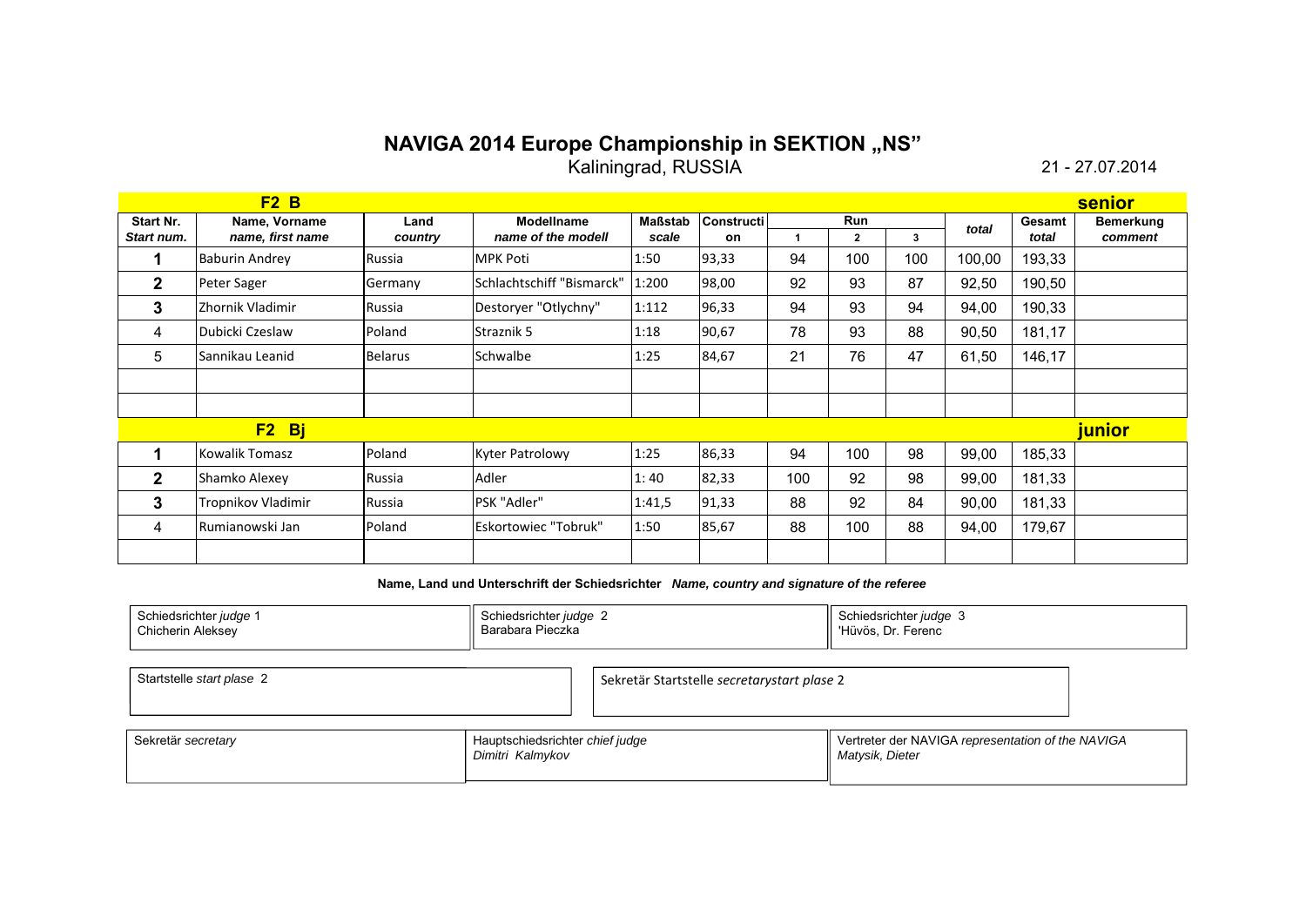# NAVIGA 2014 Europe Championship in SEKTION „NS"

Kaliningrad, RUSSIA

21 - 27.07.2014

| **F2 B** | | | | | | | | | | | senior |
|---|---|---|---|---|---|---|---|---|---|---|---|
| **Start Nr.** *Start num.* | **Name, Vorname** *name, first name* | **Land** *country* | **Modellname** *name of the modell* | **Maßstab** *scale* | **Constructi on** | **Run** 1 | 2 | 3 | *total* | **Gesamt** *total* | **Bemerkung** *comment* |
| 1 | Baburin Andrey | Russia | MPK Poti | 1:50 | 93,33 | 94 | 100 | 100 | 100,00 | 193,33 | |
| 2 | Peter Sager | Germany | Schlachtschiff "Bismarck" | 1:200 | 98,00 | 92 | 93 | 87 | 92,50 | 190,50 | |
| 3 | Zhornik Vladimir | Russia | Destoryer "Otlychny" | 1:112 | 96,33 | 94 | 93 | 94 | 94,00 | 190,33 | |
| 4 | Dubicki Czeslaw | Poland | Straznik 5 | 1:18 | 90,67 | 78 | 93 | 88 | 90,50 | 181,17 | |
| 5 | Sannikau Leanid | Belarus | Schwalbe | 1:25 | 84,67 | 21 | 76 | 47 | 61,50 | 146,17 | |
| | | | | | | | | | | | |
| | | | | | | | | | | | |
| **F2 Bj** | | | | | | | | | | | **junior** |
| 1 | Kowalik Tomasz | Poland | Kyter Patrolowy | 1:25 | 86,33 | 94 | 100 | 98 | 99,00 | 185,33 | |
| 2 | Shamko Alexey | Russia | Adler | 1: 40 | 82,33 | 100 | 92 | 98 | 99,00 | 181,33 | |
| 3 | Tropnikov Vladimir | Russia | PSK "Adler" | 1:41,5 | 91,33 | 88 | 92 | 84 | 90,00 | 181,33 | |
| 4 | Rumianowski Jan | Poland | Eskortowiec "Tobruk" | 1:50 | 85,67 | 88 | 100 | 88 | 94,00 | 179,67 | |
| | | | | | | | | | | | |

**Name, Land und Unterschrift der Schiedsrichter** ***Name, country and signature of the referee***

| Schiedsrichter *judge* 1 | Schiedsrichter *judge* 2 | Schiedsrichter *judge* 3 |
|---|---|---|
| Chicherin Aleksey | Barabara Pieczka | 'Hüvös, Dr. Ferenc |

| Startstelle *start plase* 2 | Sekretär Startstelle *secretarystart plase* 2 |
|---|---|
| | |

| Sekretär *secretary* | Hauptschiedsrichter *chief judge* | Vertreter der NAVIGA *representation of the NAVIGA* |
|---|---|---|
| | *Dimitri Kalmykov* | *Matysik, Dieter* |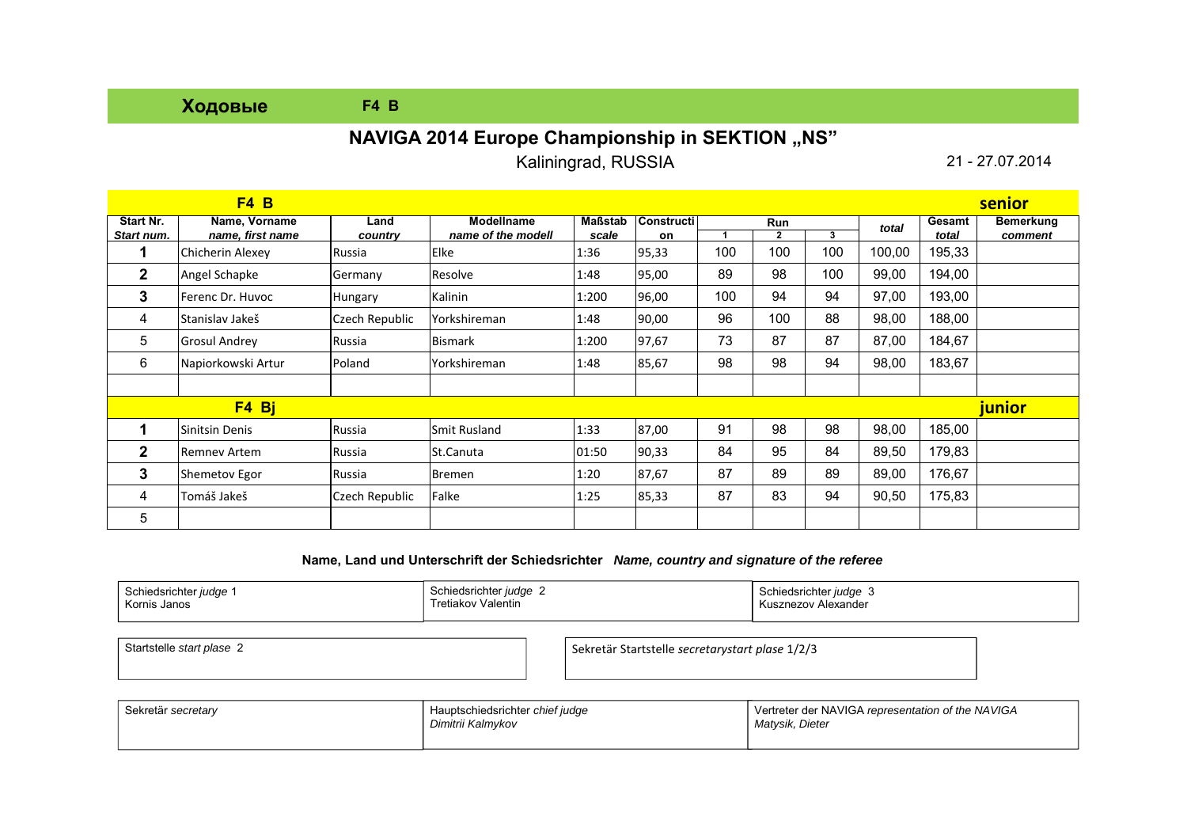**Ходовые** **F4 B**

## NAVIGA 2014 Europe Championship in SEKTION „NS"

Kaliningrad, RUSSIA

21 - 27.07.2014

| Start Nr. *Start num.* | Name, Vorname *name, first name* | Land *country* | Modellname *name of the modell* | Maßstab *scale* | Construction | Run 1 | Run 2 | Run 3 | *total* | Gesamt *total* | Bemerkung *comment* |
|---|---|---|---|---|---|---|---|---|---|---|---|
| **F4 B** | | | | | | | | | | | **senior** |
| **1** | Chicherin Alexey | Russia | Elke | 1:36 | 95,33 | 100 | 100 | 100 | 100,00 | 195,33 | |
| **2** | Angel Schapke | Germany | Resolve | 1:48 | 95,00 | 89 | 98 | 100 | 99,00 | 194,00 | |
| **3** | Ferenc Dr. Huvoc | Hungary | Kalinin | 1:200 | 96,00 | 100 | 94 | 94 | 97,00 | 193,00 | |
| 4 | Stanislav Jakeš | Czech Republic | Yorkshireman | 1:48 | 90,00 | 96 | 100 | 88 | 98,00 | 188,00 | |
| 5 | Grosul Andrey | Russia | Bismark | 1:200 | 97,67 | 73 | 87 | 87 | 87,00 | 184,67 | |
| 6 | Napiorkowski Artur | Poland | Yorkshireman | 1:48 | 85,67 | 98 | 98 | 94 | 98,00 | 183,67 | |
| | | | | | | | | | | | |
| **F4 Bj** | | | | | | | | | | | **junior** |
| **1** | Sinitsin Denis | Russia | Smit Rusland | 1:33 | 87,00 | 91 | 98 | 98 | 98,00 | 185,00 | |
| **2** | Remnev Artem | Russia | St.Canuta | 01:50 | 90,33 | 84 | 95 | 84 | 89,50 | 179,83 | |
| **3** | Shemetov Egor | Russia | Bremen | 1:20 | 87,67 | 87 | 89 | 89 | 89,00 | 176,67 | |
| 4 | Tomáš Jakeš | Czech Republic | Falke | 1:25 | 85,33 | 87 | 83 | 94 | 90,50 | 175,83 | |
| 5 | | | | | | | | | | | |

**Name, Land und Unterschrift der Schiedsrichter** ***Name, country and signature of the referee***

| Schiedsrichter *judge* 1 | Schiedsrichter *judge* 2 | Schiedsrichter *judge* 3 |
|---|---|---|
| Kornis Janos | Tretiakov Valentin | Kusznezov Alexander |

| Startstelle *start plase* 2 | Sekretär Startstelle *secretarystart plase* 1/2/3 |
|---|---|
| | |

| Sekretär *secretary* | Hauptschiedsrichter *chief judge* | Vertreter der NAVIGA *representation of the NAVIGA* |
|---|---|---|
| | *Dimitrii Kalmykov* | *Matysik, Dieter* |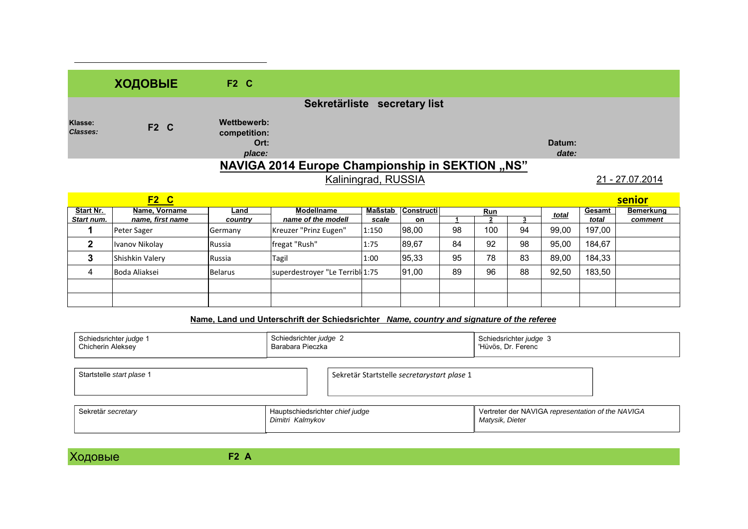## ХОДОВЫЕ F2 C

**Sekretärliste secretary list**

**Klasse:** *Classes:* **F2 C**

**Wettbewerb: competition:**

**Ort:** *place:*

**Datum:** *date:*

# NAVIGA 2014 Europe Championship in SEKTION „NS"

Kaliningrad, RUSSIA

21 - 27.07.2014

| **F2 C** | | | | | | | | | | | **senior** |
|---|---|---|---|---|---|---|---|---|---|---|---|
| **Start Nr.** *Start num.* | **Name, Vorname** *name, first name* | **Land** *country* | **Modellname** *name of the modell* | **Maßstab** *scale* | **Constructi on** | **Run** 1 | 2 | 3 | *total* | **Gesamt** *total* | **Bemerkung** *comment* |
| 1 | Peter Sager | Germany | Kreuzer "Prinz Eugen" | 1:150 | 98,00 | 98 | 100 | 94 | 99,00 | 197,00 | |
| 2 | Ivanov Nikolay | Russia | fregat "Rush" | 1:75 | 89,67 | 84 | 92 | 98 | 95,00 | 184,67 | |
| 3 | Shishkin Valery | Russia | Tagil | 1:00 | 95,33 | 95 | 78 | 83 | 89,00 | 184,33 | |
| 4 | Boda Aliaksei | Belarus | superdestroyer "Le Terribl | 1:75 | 91,00 | 89 | 96 | 88 | 92,50 | 183,50 | |
| | | | | | | | | | | | |
| | | | | | | | | | | | |

**Name, Land und Unterschrift der Schiedsrichter** ***Name, country and signature of the referee***

| Schiedsrichter *judge* 1 | Schiedsrichter *judge* 2 | Schiedsrichter *judge* 3 |
|---|---|---|
| Chicherin Aleksey | Barabara Pieczka | 'Hüvös, Dr. Ferenc |

| Startstelle *start plase* 1 | Sekretär Startstelle *secretarystart plase* 1 |
|---|---|
| | |

| Sekretär *secretary* | Hauptschiedsrichter *chief judge* | Vertreter der NAVIGA *representation of the NAVIGA* |
|---|---|---|
| | *Dimitri Kalmykov* | *Matysik, Dieter* |

## Ходовые F2 A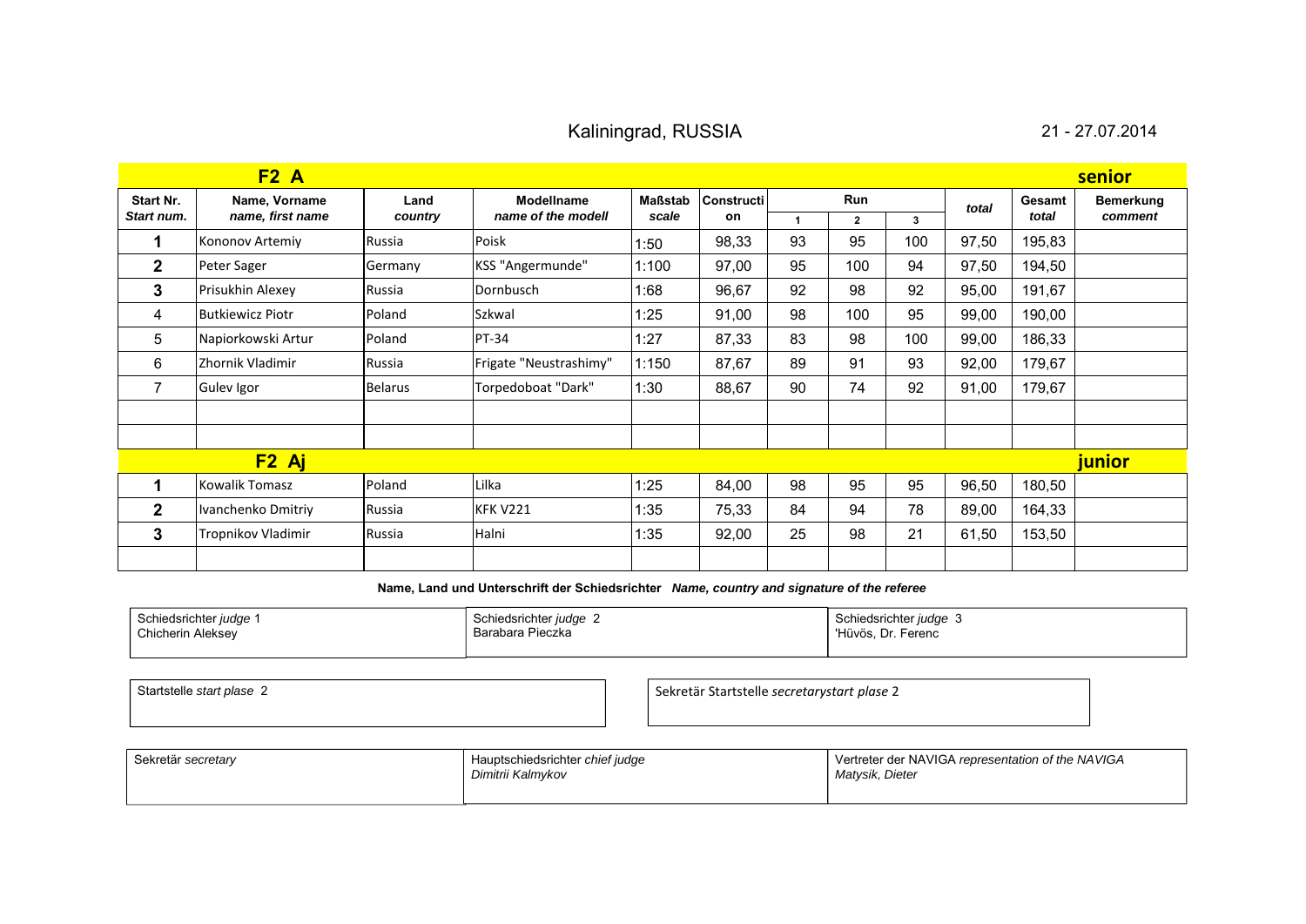Kaliningrad, RUSSIA 21 - 27.07.2014

| F2 A | | | | | | | | | | | senior |
|---|---|---|---|---|---|---|---|---|---|---|---|
| Start Nr. *Start num.* | Name, Vorname *name, first name* | Land *country* | Modellname *name of the modell* | Maßstab *scale* | Construction | Run 1 | Run 2 | Run 3 | *total* | Gesamt *total* | Bemerkung *comment* |
| 1 | Kononov Artemiy | Russia | Poisk | 1:50 | 98,33 | 93 | 95 | 100 | 97,50 | 195,83 | |
| 2 | Peter Sager | Germany | KSS "Angermunde" | 1:100 | 97,00 | 95 | 100 | 94 | 97,50 | 194,50 | |
| 3 | Prisukhin Alexey | Russia | Dornbusch | 1:68 | 96,67 | 92 | 98 | 92 | 95,00 | 191,67 | |
| 4 | Butkiewicz Piotr | Poland | Szkwal | 1:25 | 91,00 | 98 | 100 | 95 | 99,00 | 190,00 | |
| 5 | Napiorkowski Artur | Poland | PT-34 | 1:27 | 87,33 | 83 | 98 | 100 | 99,00 | 186,33 | |
| 6 | Zhornik Vladimir | Russia | Frigate "Neustrashimy" | 1:150 | 87,67 | 89 | 91 | 93 | 92,00 | 179,67 | |
| 7 | Gulev Igor | Belarus | Torpedoboat "Dark" | 1:30 | 88,67 | 90 | 74 | 92 | 91,00 | 179,67 | |
| | | | | | | | | | | | |
| | | | | | | | | | | | |
| **F2 Aj** | | | | | | | | | | | **junior** |
| 1 | Kowalik Tomasz | Poland | Lilka | 1:25 | 84,00 | 98 | 95 | 95 | 96,50 | 180,50 | |
| 2 | Ivanchenko Dmitriy | Russia | KFK V221 | 1:35 | 75,33 | 84 | 94 | 78 | 89,00 | 164,33 | |
| 3 | Tropnikov Vladimir | Russia | Halni | 1:35 | 92,00 | 25 | 98 | 21 | 61,50 | 153,50 | |
| | | | | | | | | | | | |

**Name, Land und Unterschrift der Schiedsrichter** ***Name, country and signature of the referee***

| Schiedsrichter *judge* 1 | Schiedsrichter *judge* 2 | Schiedsrichter *judge* 3 |
|---|---|---|
| Chicherin Aleksey | Barabara Pieczka | 'Hüvös, Dr. Ferenc |

| Startstelle *start plase* 2 | Sekretär Startstelle *secretarystart plase* 2 |
|---|---|
| | |

| Sekretär *secretary* | Hauptschiedsrichter *chief judge* | Vertreter der NAVIGA *representation of the NAVIGA* |
|---|---|---|
| | *Dimitrii Kalmykov* | *Matysik, Dieter* |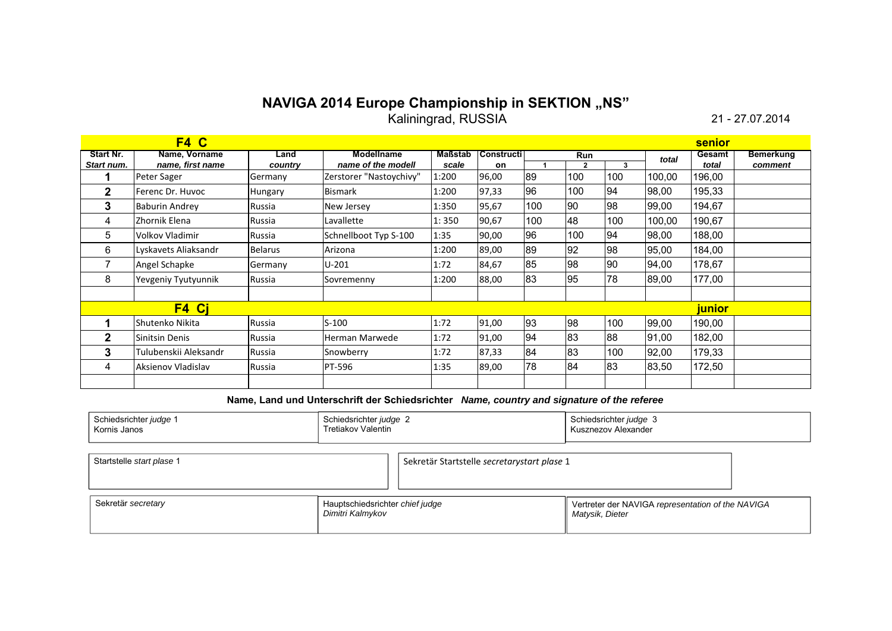# NAVIGA 2014 Europe Championship in SEKTION „NS"

Kaliningrad, RUSSIA

21 - 27.07.2014

| F4 C | | | | | | | | | | | senior | |
|---|---|---|---|---|---|---|---|---|---|---|---|---|
| **Start Nr.** *Start num.* | **Name, Vorname** *name, first name* | **Land** *country* | **Modellname** *name of the modell* | **Maßstab** *scale* | **Construction** | **Run** 1 | 2 | 3 | *total* | **Gesamt** *total* | **Bemerkung** *comment* |
| 1 | Peter Sager | Germany | Zerstorer "Nastoychivy" | 1:200 | 96,00 | 89 | 100 | 100 | 100,00 | 196,00 | |
| 2 | Ferenc Dr. Huvoc | Hungary | Bismark | 1:200 | 97,33 | 96 | 100 | 94 | 98,00 | 195,33 | |
| 3 | Baburin Andrey | Russia | New Jersey | 1:350 | 95,67 | 100 | 90 | 98 | 99,00 | 194,67 | |
| 4 | Zhornik Elena | Russia | Lavallette | 1: 350 | 90,67 | 100 | 48 | 100 | 100,00 | 190,67 | |
| 5 | Volkov Vladimir | Russia | Schnellboot Typ S-100 | 1:35 | 90,00 | 96 | 100 | 94 | 98,00 | 188,00 | |
| 6 | Lyskavets Aliaksandr | Belarus | Arizona | 1:200 | 89,00 | 89 | 92 | 98 | 95,00 | 184,00 | |
| 7 | Angel Schapke | Germany | U-201 | 1:72 | 84,67 | 85 | 98 | 90 | 94,00 | 178,67 | |
| 8 | Yevgeniy Tyutyunnik | Russia | Sovremenny | 1:200 | 88,00 | 83 | 95 | 78 | 89,00 | 177,00 | |
| | | | | | | | | | | | |
| **F4 Cj** | | | | | | | | | | **junior** | |
| 1 | Shutenko Nikita | Russia | S-100 | 1:72 | 91,00 | 93 | 98 | 100 | 99,00 | 190,00 | |
| 2 | Sinitsin Denis | Russia | Herman Marwede | 1:72 | 91,00 | 94 | 83 | 88 | 91,00 | 182,00 | |
| 3 | Tulubenskii Aleksandr | Russia | Snowberry | 1:72 | 87,33 | 84 | 83 | 100 | 92,00 | 179,33 | |
| 4 | Aksienov Vladislav | Russia | PT-596 | 1:35 | 89,00 | 78 | 84 | 83 | 83,50 | 172,50 | |

**Name, Land und Unterschrift der Schiedsrichter** ***Name, country and signature of the referee***

| Schiedsrichter *judge* 1 | Schiedsrichter *judge* 2 | Schiedsrichter *judge* 3 |
|---|---|---|
| Kornis Janos | Tretiakov Valentin | Kusznezov Alexander |

| Startstelle *start place* 1 | Sekretär Startstelle *secretarystart place* 1 |
|---|---|
| | |

| Sekretär *secretary* | Hauptschiedsrichter *chief judge* | Vertreter der NAVIGA *representation of the NAVIGA* |
|---|---|---|
| | *Dimitri Kalmykov* | *Matysik, Dieter* |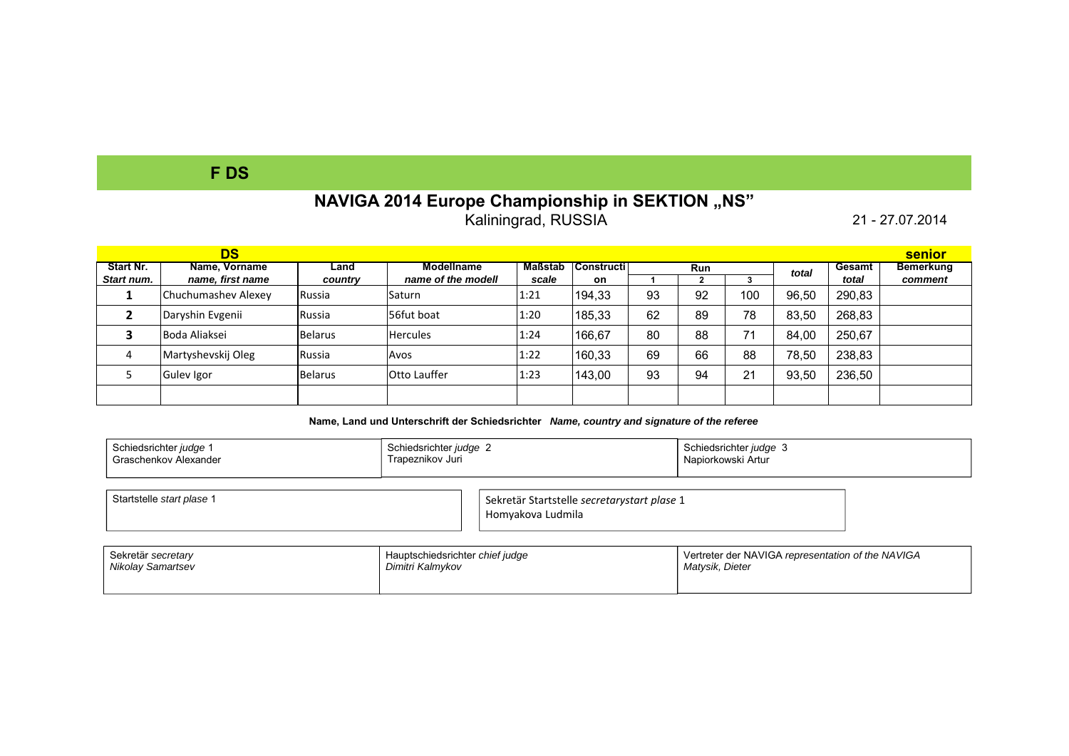# F DS

## NAVIGA 2014 Europe Championship in SEKTION „NS"

Kaliningrad, RUSSIA

21 - 27.07.2014

| **DS** | | | | | | | | | | | **senior** |
|---|---|---|---|---|---|---|---|---|---|---|---|
| **Start Nr.** *Start num.* | **Name, Vorname** *name, first name* | **Land** *country* | **Modellname** *name of the modell* | **Maßstab** *scale* | **Construction** | **Run** 1 | 2 | 3 | *total* | **Gesamt** *total* | **Bemerkung** *comment* |
| **1** | Chuchumashev Alexey | Russia | Saturn | 1:21 | 194,33 | 93 | 92 | 100 | 96,50 | 290,83 | |
| **2** | Daryshin Evgenii | Russia | 56fut boat | 1:20 | 185,33 | 62 | 89 | 78 | 83,50 | 268,83 | |
| **3** | Boda Aliaksei | Belarus | Hercules | 1:24 | 166,67 | 80 | 88 | 71 | 84,00 | 250,67 | |
| 4 | Martyshevskij Oleg | Russia | Avos | 1:22 | 160,33 | 69 | 66 | 88 | 78,50 | 238,83 | |
| 5 | Gulev Igor | Belarus | Otto Lauffer | 1:23 | 143,00 | 93 | 94 | 21 | 93,50 | 236,50 | |
| | | | | | | | | | | | |

**Name, Land und Unterschrift der Schiedsrichter** ***Name, country and signature of the referee***

| Schiedsrichter *judge* 1 | Schiedsrichter *judge* 2 | Schiedsrichter *judge* 3 |
|---|---|---|
| Graschenkov Alexander | Trapeznikov Juri | Napiorkowski Artur |

| Startstelle *start plase* 1 | Sekretär Startstelle *secretarystart plase* 1 |
|---|---|
| | Homyakova Ludmila |

| Sekretär *secretary* | Hauptschiedsrichter *chief judge* | Vertreter der NAVIGA *representation of the NAVIGA* |
|---|---|---|
| *Nikolay Samartsev* | *Dimitri Kalmykov* | *Matysik, Dieter* |